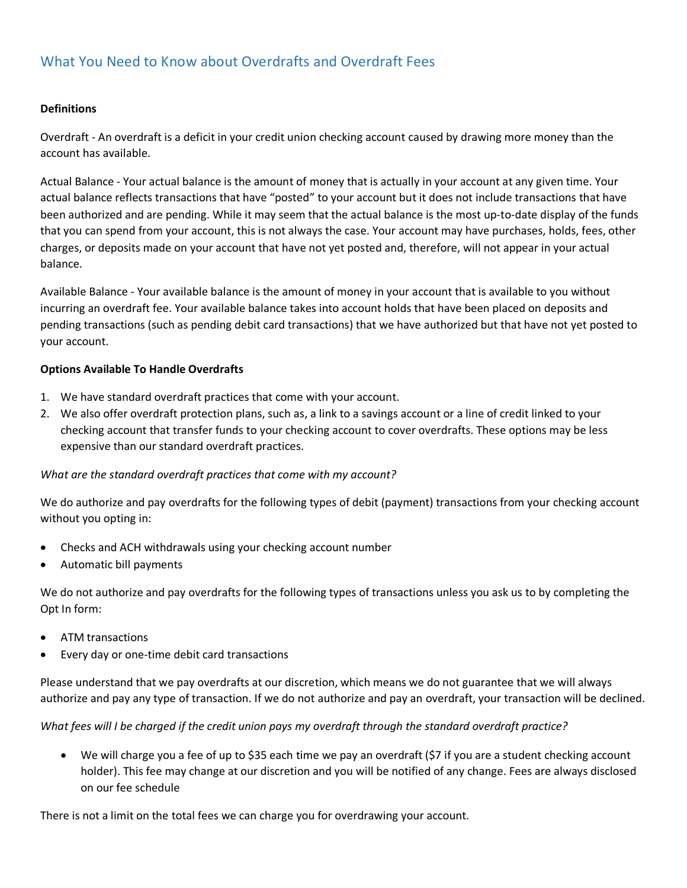# What You Need to Know about Overdrafts and Overdraft Fees

**Definitions**

Overdraft - An overdraft is a deficit in your credit union checking account caused by drawing more money than the account has available.

Actual Balance - Your actual balance is the amount of money that is actually in your account at any given time. Your actual balance reflects transactions that have "posted" to your account but it does not include transactions that have been authorized and are pending. While it may seem that the actual balance is the most up-to-date display of the funds that you can spend from your account, this is not always the case. Your account may have purchases, holds, fees, other charges, or deposits made on your account that have not yet posted and, therefore, will not appear in your actual balance.

Available Balance - Your available balance is the amount of money in your account that is available to you without incurring an overdraft fee. Your available balance takes into account holds that have been placed on deposits and pending transactions (such as pending debit card transactions) that we have authorized but that have not yet posted to your account.

**Options Available To Handle Overdrafts**

1. We have standard overdraft practices that come with your account.
2. We also offer overdraft protection plans, such as, a link to a savings account or a line of credit linked to your checking account that transfer funds to your checking account to cover overdrafts. These options may be less expensive than our standard overdraft practices.

*What are the standard overdraft practices that come with my account?*

We do authorize and pay overdrafts for the following types of debit (payment) transactions from your checking account without you opting in:

- Checks and ACH withdrawals using your checking account number
- Automatic bill payments

We do not authorize and pay overdrafts for the following types of transactions unless you ask us to by completing the Opt In form:

- ATM transactions
- Every day or one-time debit card transactions

Please understand that we pay overdrafts at our discretion, which means we do not guarantee that we will always authorize and pay any type of transaction. If we do not authorize and pay an overdraft, your transaction will be declined.

*What fees will I be charged if the credit union pays my overdraft through the standard overdraft practice?*

- We will charge you a fee of up to $35 each time we pay an overdraft ($7 if you are a student checking account holder). This fee may change at our discretion and you will be notified of any change. Fees are always disclosed on our fee schedule

There is not a limit on the total fees we can charge you for overdrawing your account.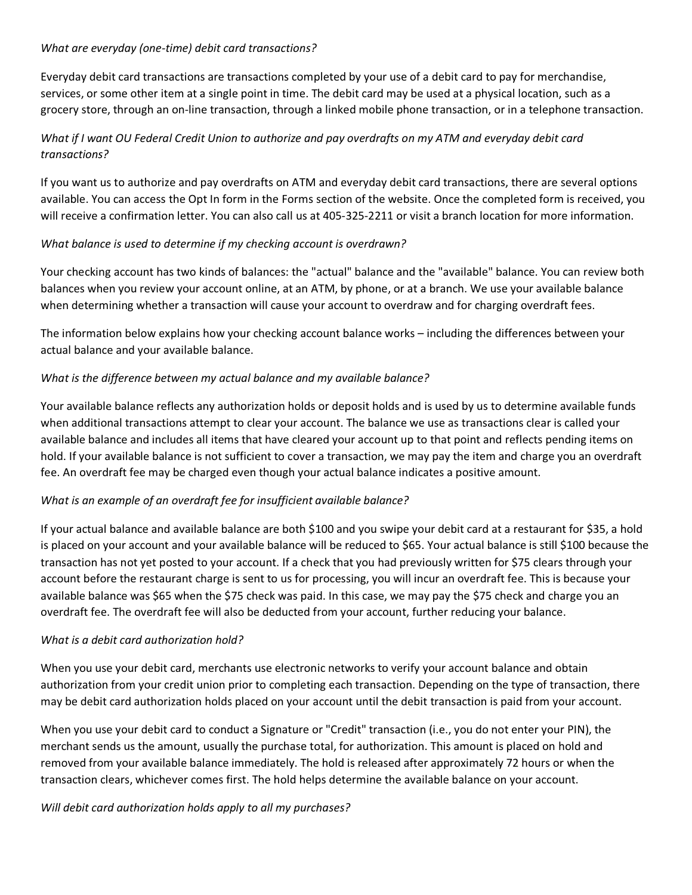*What are everyday (one-time) debit card transactions?*

Everyday debit card transactions are transactions completed by your use of a debit card to pay for merchandise, services, or some other item at a single point in time. The debit card may be used at a physical location, such as a grocery store, through an on-line transaction, through a linked mobile phone transaction, or in a telephone transaction.

*What if I want OU Federal Credit Union to authorize and pay overdrafts on my ATM and everyday debit card transactions?*

If you want us to authorize and pay overdrafts on ATM and everyday debit card transactions, there are several options available. You can access the Opt In form in the Forms section of the website. Once the completed form is received, you will receive a confirmation letter. You can also call us at 405-325-2211 or visit a branch location for more information.

*What balance is used to determine if my checking account is overdrawn?*

Your checking account has two kinds of balances: the "actual" balance and the "available" balance. You can review both balances when you review your account online, at an ATM, by phone, or at a branch. We use your available balance when determining whether a transaction will cause your account to overdraw and for charging overdraft fees.

The information below explains how your checking account balance works – including the differences between your actual balance and your available balance.

*What is the difference between my actual balance and my available balance?*

Your available balance reflects any authorization holds or deposit holds and is used by us to determine available funds when additional transactions attempt to clear your account. The balance we use as transactions clear is called your available balance and includes all items that have cleared your account up to that point and reflects pending items on hold. If your available balance is not sufficient to cover a transaction, we may pay the item and charge you an overdraft fee. An overdraft fee may be charged even though your actual balance indicates a positive amount.

*What is an example of an overdraft fee for insufficient available balance?*

If your actual balance and available balance are both $100 and you swipe your debit card at a restaurant for $35, a hold is placed on your account and your available balance will be reduced to $65. Your actual balance is still $100 because the transaction has not yet posted to your account. If a check that you had previously written for $75 clears through your account before the restaurant charge is sent to us for processing, you will incur an overdraft fee. This is because your available balance was $65 when the $75 check was paid. In this case, we may pay the $75 check and charge you an overdraft fee. The overdraft fee will also be deducted from your account, further reducing your balance.

*What is a debit card authorization hold?*

When you use your debit card, merchants use electronic networks to verify your account balance and obtain authorization from your credit union prior to completing each transaction. Depending on the type of transaction, there may be debit card authorization holds placed on your account until the debit transaction is paid from your account.

When you use your debit card to conduct a Signature or "Credit" transaction (i.e., you do not enter your PIN), the merchant sends us the amount, usually the purchase total, for authorization. This amount is placed on hold and removed from your available balance immediately. The hold is released after approximately 72 hours or when the transaction clears, whichever comes first. The hold helps determine the available balance on your account.

*Will debit card authorization holds apply to all my purchases?*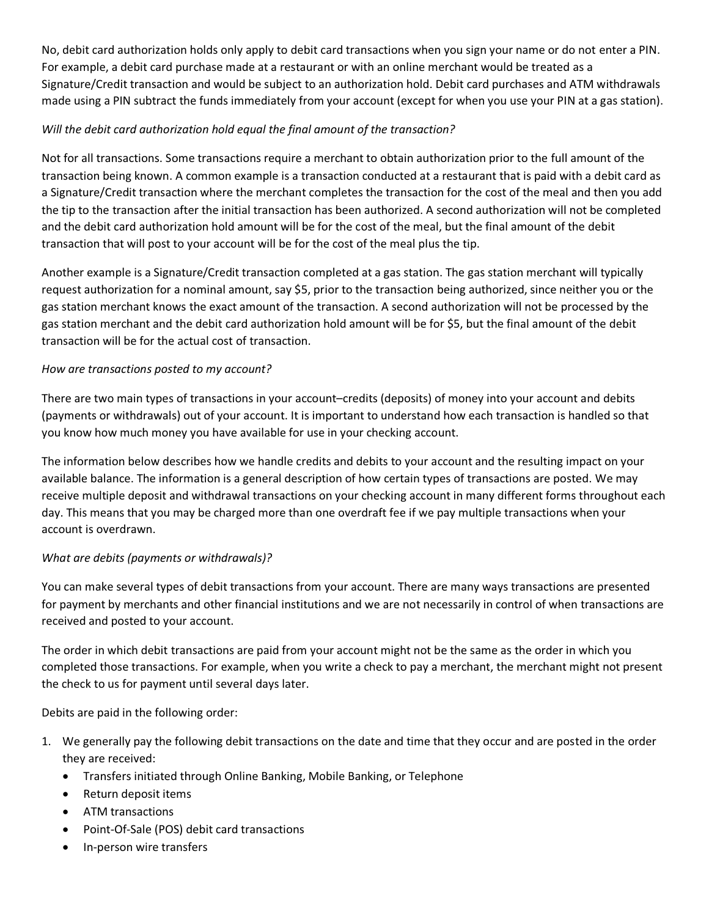No, debit card authorization holds only apply to debit card transactions when you sign your name or do not enter a PIN. For example, a debit card purchase made at a restaurant or with an online merchant would be treated as a Signature/Credit transaction and would be subject to an authorization hold. Debit card purchases and ATM withdrawals made using a PIN subtract the funds immediately from your account (except for when you use your PIN at a gas station).

*Will the debit card authorization hold equal the final amount of the transaction?*

Not for all transactions. Some transactions require a merchant to obtain authorization prior to the full amount of the transaction being known. A common example is a transaction conducted at a restaurant that is paid with a debit card as a Signature/Credit transaction where the merchant completes the transaction for the cost of the meal and then you add the tip to the transaction after the initial transaction has been authorized. A second authorization will not be completed and the debit card authorization hold amount will be for the cost of the meal, but the final amount of the debit transaction that will post to your account will be for the cost of the meal plus the tip.

Another example is a Signature/Credit transaction completed at a gas station. The gas station merchant will typically request authorization for a nominal amount, say $5, prior to the transaction being authorized, since neither you or the gas station merchant knows the exact amount of the transaction. A second authorization will not be processed by the gas station merchant and the debit card authorization hold amount will be for $5, but the final amount of the debit transaction will be for the actual cost of transaction.

*How are transactions posted to my account?*

There are two main types of transactions in your account–credits (deposits) of money into your account and debits (payments or withdrawals) out of your account. It is important to understand how each transaction is handled so that you know how much money you have available for use in your checking account.

The information below describes how we handle credits and debits to your account and the resulting impact on your available balance. The information is a general description of how certain types of transactions are posted. We may receive multiple deposit and withdrawal transactions on your checking account in many different forms throughout each day. This means that you may be charged more than one overdraft fee if we pay multiple transactions when your account is overdrawn.

*What are debits (payments or withdrawals)?*

You can make several types of debit transactions from your account. There are many ways transactions are presented for payment by merchants and other financial institutions and we are not necessarily in control of when transactions are received and posted to your account.

The order in which debit transactions are paid from your account might not be the same as the order in which you completed those transactions. For example, when you write a check to pay a merchant, the merchant might not present the check to us for payment until several days later.

Debits are paid in the following order:

1. We generally pay the following debit transactions on the date and time that they occur and are posted in the order they are received:
   - Transfers initiated through Online Banking, Mobile Banking, or Telephone
   - Return deposit items
   - ATM transactions
   - Point-Of-Sale (POS) debit card transactions
   - In-person wire transfers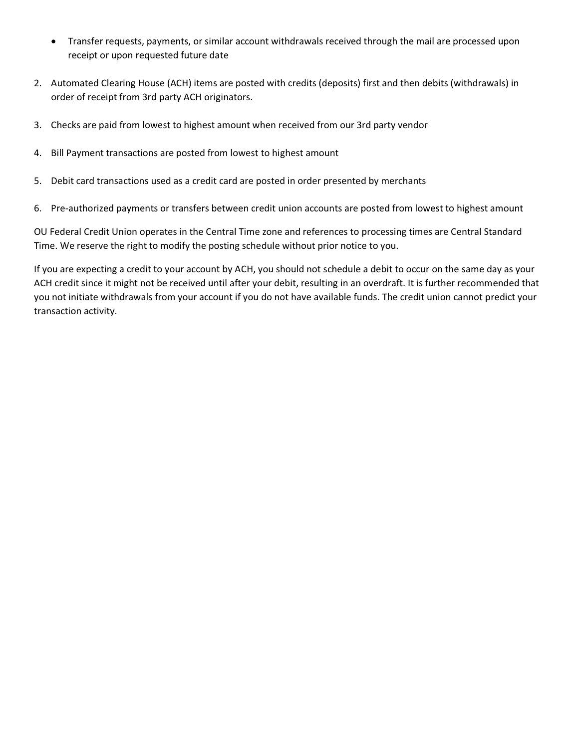- Transfer requests, payments, or similar account withdrawals received through the mail are processed upon receipt or upon requested future date

2. Automated Clearing House (ACH) items are posted with credits (deposits) first and then debits (withdrawals) in order of receipt from 3rd party ACH originators.

3. Checks are paid from lowest to highest amount when received from our 3rd party vendor

4. Bill Payment transactions are posted from lowest to highest amount

5. Debit card transactions used as a credit card are posted in order presented by merchants

6. Pre-authorized payments or transfers between credit union accounts are posted from lowest to highest amount

OU Federal Credit Union operates in the Central Time zone and references to processing times are Central Standard Time. We reserve the right to modify the posting schedule without prior notice to you.

If you are expecting a credit to your account by ACH, you should not schedule a debit to occur on the same day as your ACH credit since it might not be received until after your debit, resulting in an overdraft. It is further recommended that you not initiate withdrawals from your account if you do not have available funds. The credit union cannot predict your transaction activity.